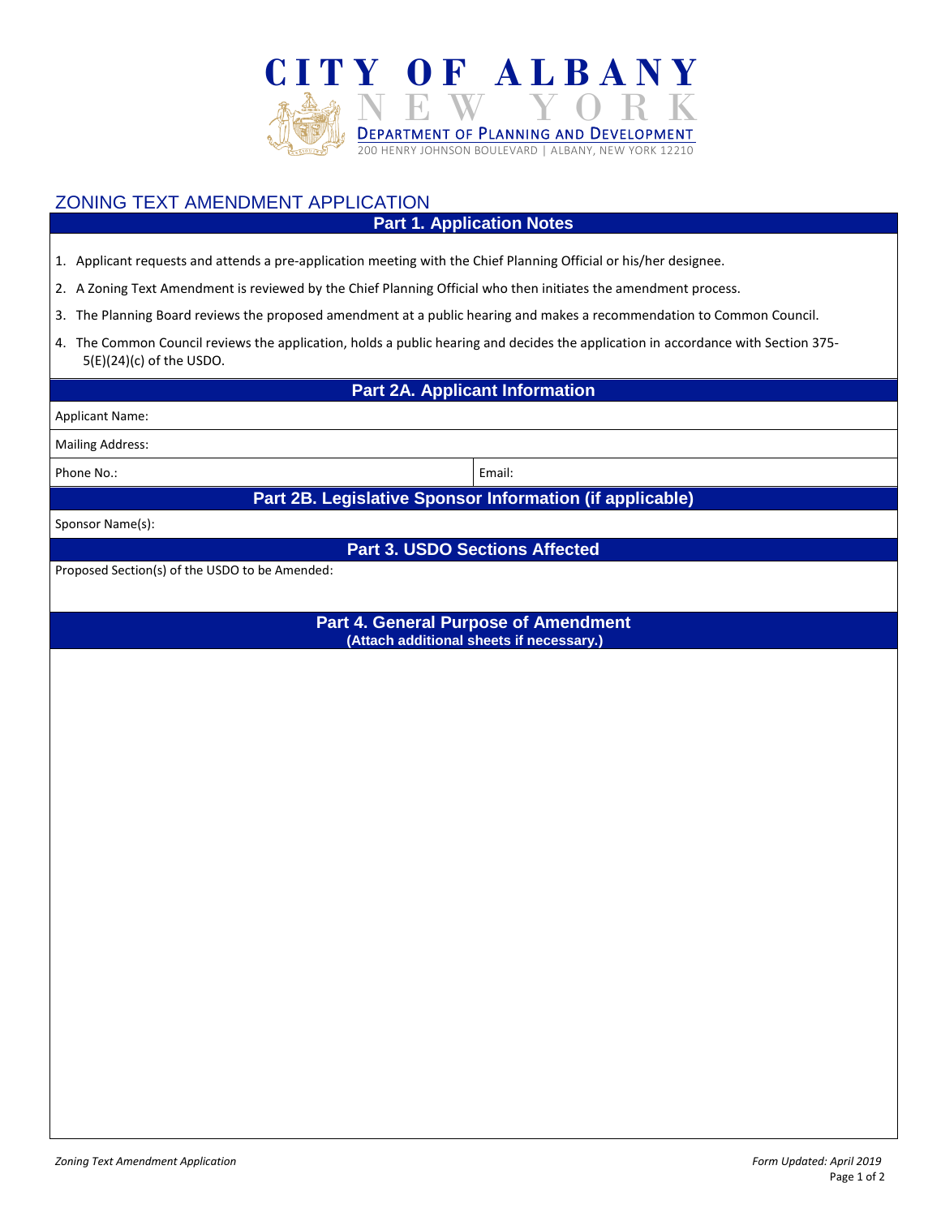# CITY OF ALBANY
## NEW YORK
### DEPARTMENT OF PLANNING AND DEVELOPMENT

200 HENRY JOHNSON BOULEVARD | ALBANY, NEW YORK 12210

## ZONING TEXT AMENDMENT APPLICATION

### Part 1. Application Notes

1. Applicant requests and attends a pre-application meeting with the Chief Planning Official or his/her designee.
2. A Zoning Text Amendment is reviewed by the Chief Planning Official who then initiates the amendment process.
3. The Planning Board reviews the proposed amendment at a public hearing and makes a recommendation to Common Council.
4. The Common Council reviews the application, holds a public hearing and decides the application in accordance with Section 375-5(E)(24)(c) of the USDO.

### Part 2A. Applicant Information

Applicant Name:

Mailing Address:

| Phone No.: | Email: |
|---|---|

### Part 2B. Legislative Sponsor Information (if applicable)

Sponsor Name(s):

### Part 3. USDO Sections Affected

Proposed Section(s) of the USDO to be Amended:

### Part 4. General Purpose of Amendment

**(Attach additional sheets if necessary.)**

*Zoning Text Amendment Application* *Form Updated: April 2019*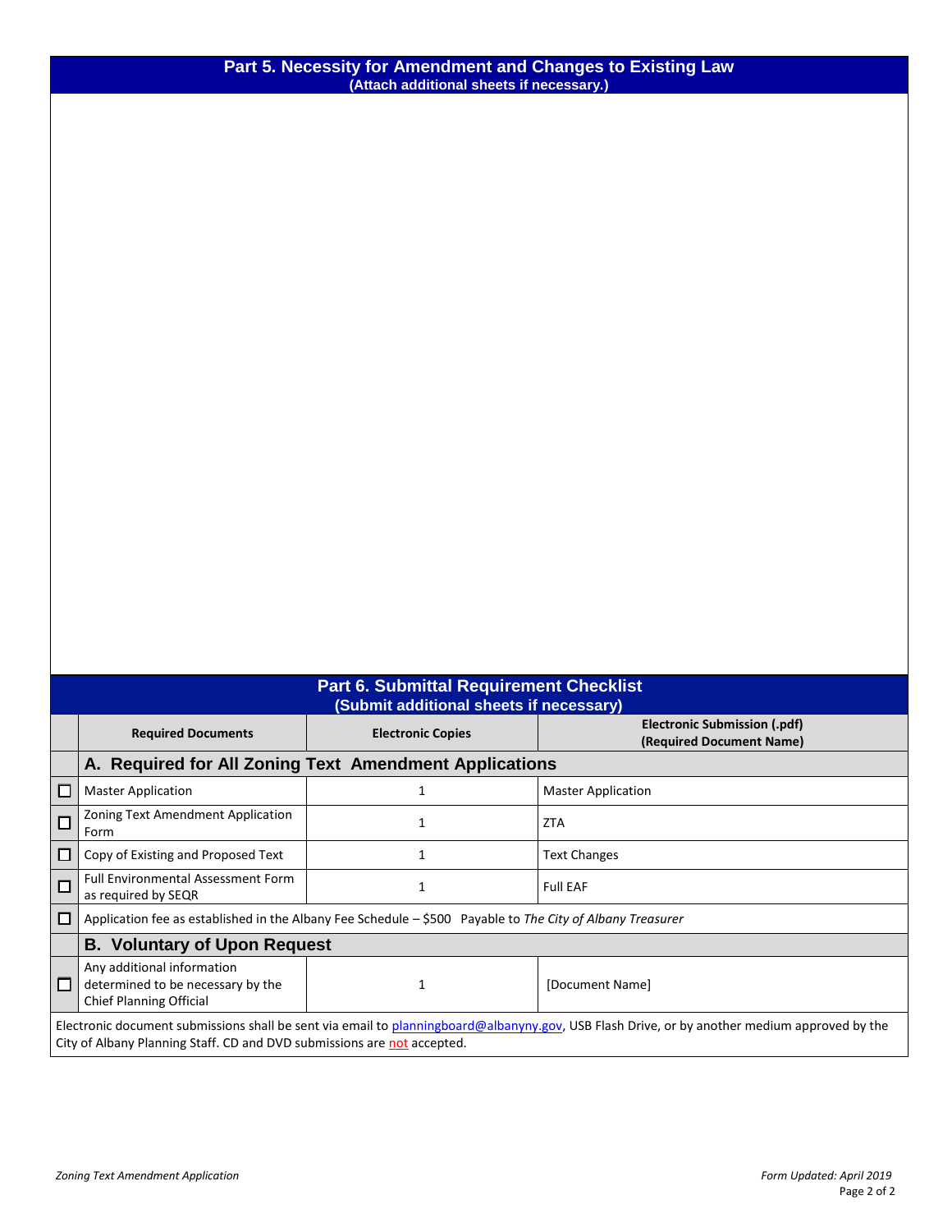## Part 5. Necessity for Amendment and Changes to Existing Law

**(Attach additional sheets if necessary.)**

## Part 6. Submittal Requirement Checklist

**(Submit additional sheets if necessary)**

| | Required Documents | Electronic Copies | Electronic Submission (.pdf) (Required Document Name) |
|---|---|---|---|
| | **A. Required for All Zoning Text Amendment Applications** | | |
| ☐ | Master Application | 1 | Master Application |
| ☐ | Zoning Text Amendment Application Form | 1 | ZTA |
| ☐ | Copy of Existing and Proposed Text | 1 | Text Changes |
| ☐ | Full Environmental Assessment Form as required by SEQR | 1 | Full EAF |
| ☐ | Application fee as established in the Albany Fee Schedule – $500 Payable to *The City of Albany Treasurer* | | |
| | **B. Voluntary of Upon Request** | | |
| ☐ | Any additional information determined to be necessary by the Chief Planning Official | 1 | [Document Name] |

Electronic document submissions shall be sent via email to planningboard@albanyny.gov, USB Flash Drive, or by another medium approved by the City of Albany Planning Staff. CD and DVD submissions are not accepted.

*Zoning Text Amendment Application* *Form Updated: April 2019*